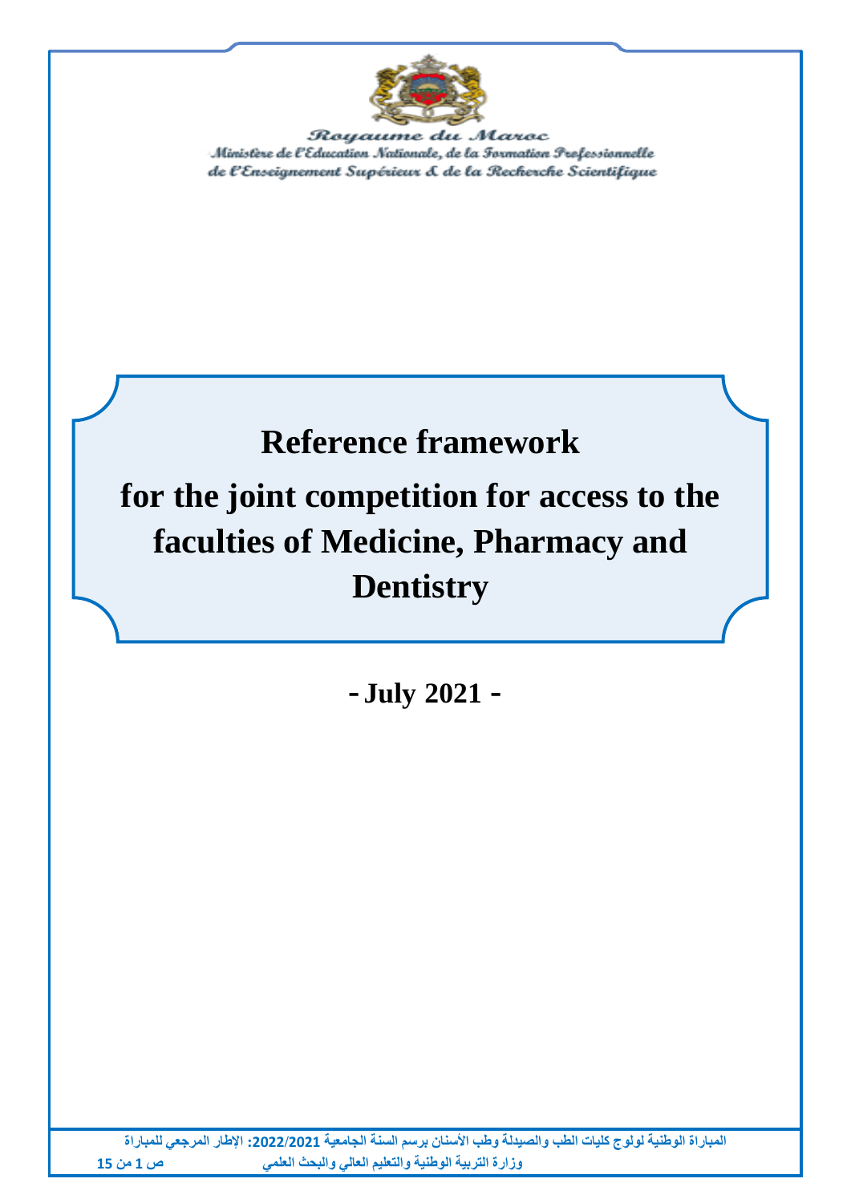Royaume du Maroc

Ministère de l'Education Nationale, de la Formation Professionnelle

de l'Enseignement Supérieur & de la Recherche Scientifique

# Reference framework

# for the joint competition for access to the faculties of Medicine, Pharmacy and Dentistry

**- July 2021 -**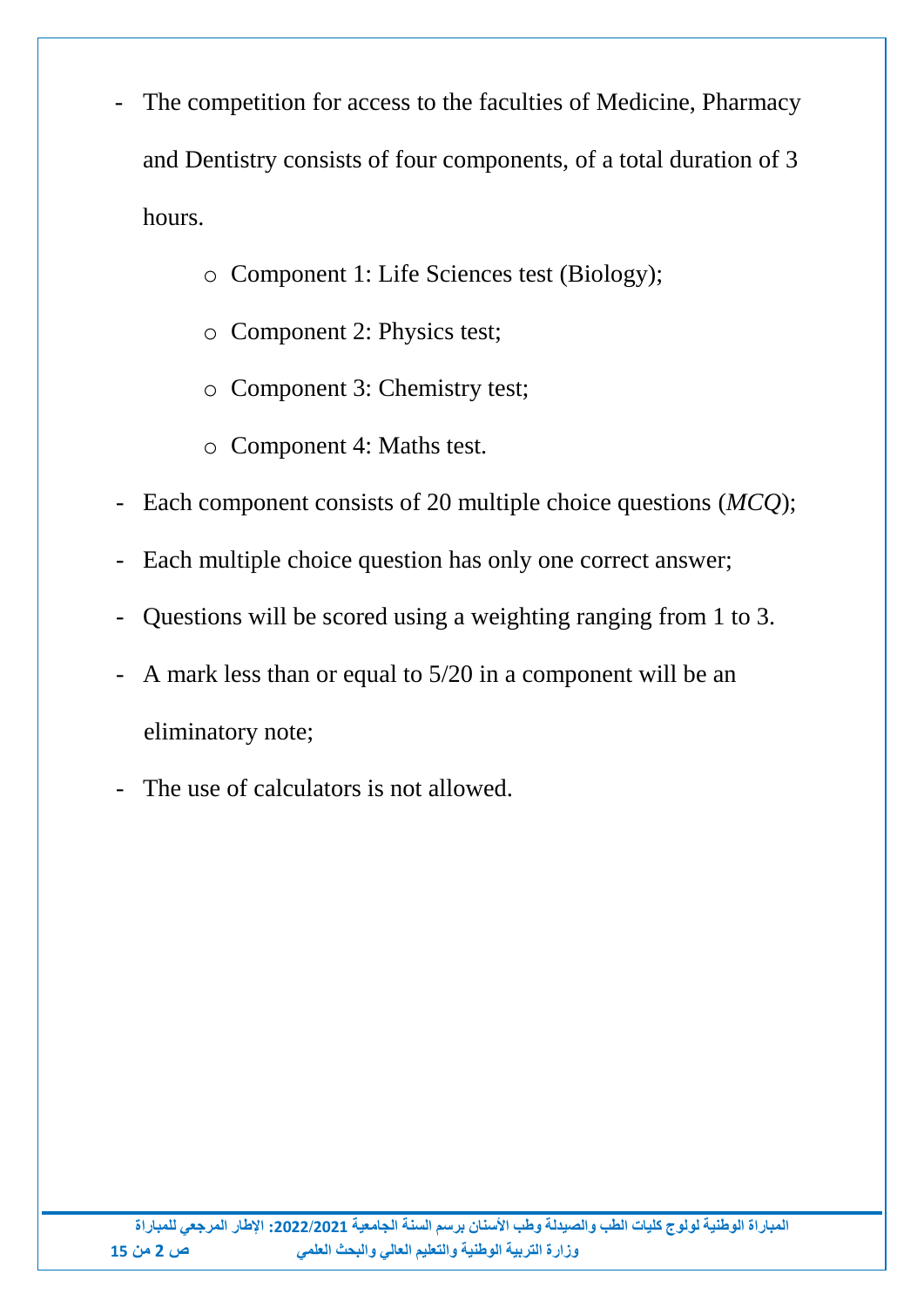- The competition for access to the faculties of Medicine, Pharmacy and Dentistry consists of four components, of a total duration of 3 hours.
    - Component 1: Life Sciences test (Biology);
    - Component 2: Physics test;
    - Component 3: Chemistry test;
    - Component 4: Maths test.
- Each component consists of 20 multiple choice questions (*MCQ*);
- Each multiple choice question has only one correct answer;
- Questions will be scored using a weighting ranging from 1 to 3.
- A mark less than or equal to 5/20 in a component will be an eliminatory note;
- The use of calculators is not allowed.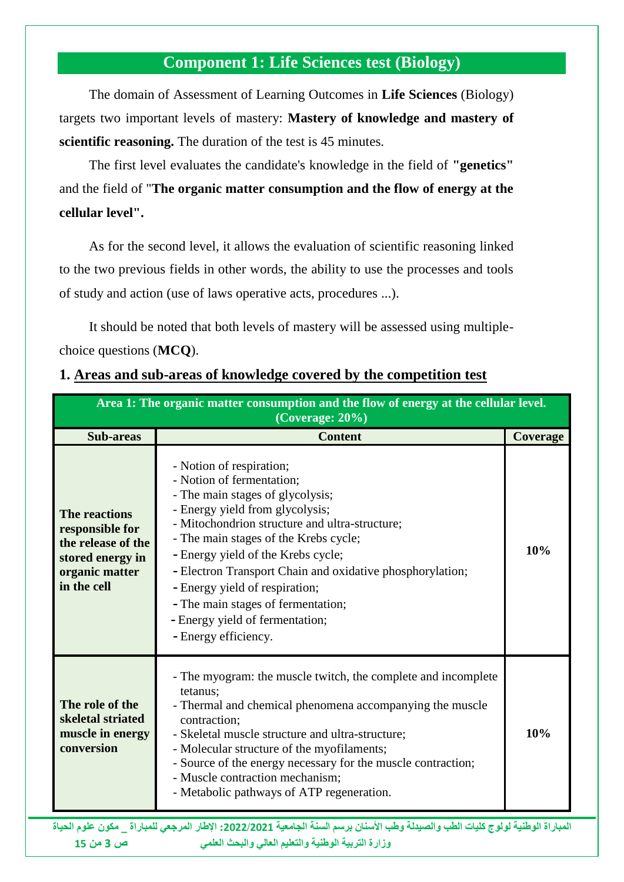# Component 1: Life Sciences test (Biology)

The domain of Assessment of Learning Outcomes in **Life Sciences** (Biology) targets two important levels of mastery: **Mastery of knowledge and mastery of scientific reasoning.** The duration of the test is 45 minutes.

The first level evaluates the candidate's knowledge in the field of **"genetics"** and the field of "**The organic matter consumption and the flow of energy at the cellular level".**

As for the second level, it allows the evaluation of scientific reasoning linked to the two previous fields in other words, the ability to use the processes and tools of study and action (use of laws operative acts, procedures ...).

It should be noted that both levels of mastery will be assessed using multiple-choice questions (**MCQ**).

## 1. Areas and sub-areas of knowledge covered by the competition test

| Area 1: The organic matter consumption and the flow of energy at the cellular level. (Coverage: 20%) | | |
|---|---|---|
| **Sub-areas** | **Content** | **Coverage** |
| **The reactions responsible for the release of the stored energy in organic matter in the cell** | - Notion of respiration;<br>- Notion of fermentation;<br>- The main stages of glycolysis;<br>- Energy yield from glycolysis;<br>- Mitochondrion structure and ultra-structure;<br>- The main stages of the Krebs cycle;<br>- Energy yield of the Krebs cycle;<br>- Electron Transport Chain and oxidative phosphorylation;<br>- Energy yield of respiration;<br>- The main stages of fermentation;<br>- Energy yield of fermentation;<br>- Energy efficiency. | **10%** |
| **The role of the skeletal striated muscle in energy conversion** | - The myogram: the muscle twitch, the complete and incomplete tetanus;<br>- Thermal and chemical phenomena accompanying the muscle contraction;<br>- Skeletal muscle structure and ultra-structure;<br>- Molecular structure of the myofilaments;<br>- Source of the energy necessary for the muscle contraction;<br>- Muscle contraction mechanism;<br>- Metabolic pathways of ATP regeneration. | **10%** |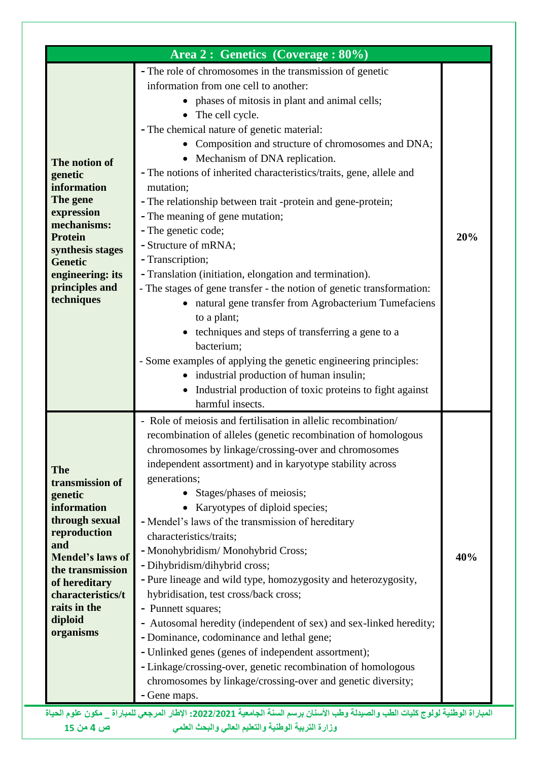| Area 2 : Genetics (Coverage : 80%) | | |
|---|---|---|
| **The notion of genetic information The gene expression mechanisms: Protein synthesis stages Genetic engineering: its principles and techniques** | - The role of chromosomes in the transmission of genetic information from one cell to another:<br>• phases of mitosis in plant and animal cells;<br>• The cell cycle.<br>- The chemical nature of genetic material:<br>• Composition and structure of chromosomes and DNA;<br>• Mechanism of DNA replication.<br>- The notions of inherited characteristics/traits, gene, allele and mutation;<br>- The relationship between trait -protein and gene-protein;<br>- The meaning of gene mutation;<br>- The genetic code;<br>- Structure of mRNA;<br>- Transcription;<br>- Translation (initiation, elongation and termination).<br>- The stages of gene transfer - the notion of genetic transformation:<br>• natural gene transfer from Agrobacterium Tumefaciens to a plant;<br>• techniques and steps of transferring a gene to a bacterium;<br>- Some examples of applying the genetic engineering principles:<br>• industrial production of human insulin;<br>• Industrial production of toxic proteins to fight against harmful insects. | **20%** |
| **The transmission of genetic information through sexual reproduction and Mendel's laws of the transmission of hereditary characteristics/traits in the diploid organisms** | - Role of meiosis and fertilisation in allelic recombination/ recombination of alleles (genetic recombination of homologous chromosomes by linkage/crossing-over and chromosomes independent assortment) and in karyotype stability across generations;<br>• Stages/phases of meiosis;<br>• Karyotypes of diploid species;<br>- Mendel's laws of the transmission of hereditary characteristics/traits;<br>- Monohybridism/ Monohybrid Cross;<br>- Dihybridism/dihybrid cross;<br>- Pure lineage and wild type, homozygosity and heterozygosity, hybridisation, test cross/back cross;<br>- Punnett squares;<br>- Autosomal heredity (independent of sex) and sex-linked heredity;<br>- Dominance, codominance and lethal gene;<br>- Unlinked genes (genes of independent assortment);<br>- Linkage/crossing-over, genetic recombination of homologous chromosomes by linkage/crossing-over and genetic diversity;<br>- Gene maps. | **40%** |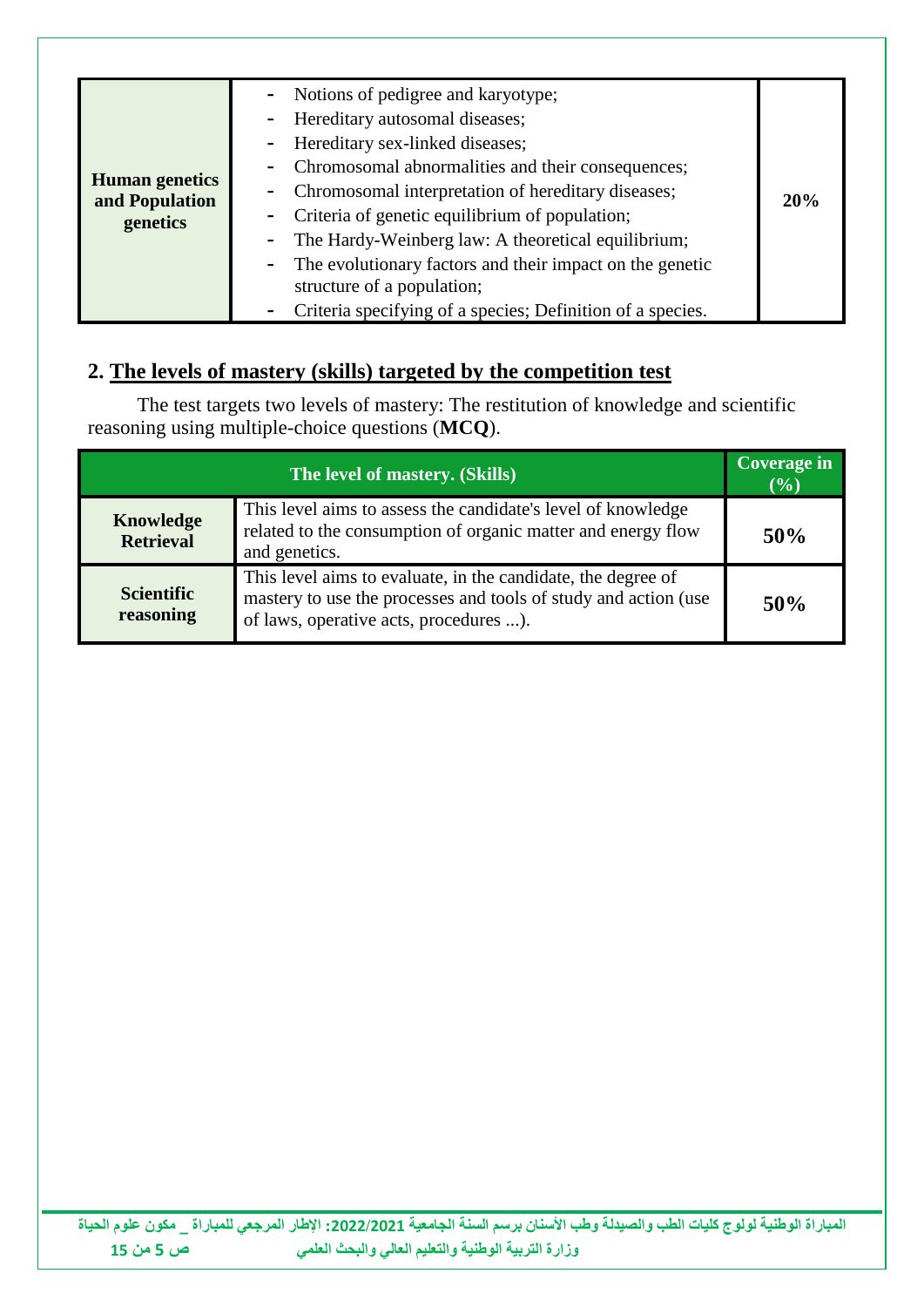| | | |
|---|---|---|
| **Human genetics and Population genetics** | - Notions of pedigree and karyotype;<br>- Hereditary autosomal diseases;<br>- Hereditary sex-linked diseases;<br>- Chromosomal abnormalities and their consequences;<br>- Chromosomal interpretation of hereditary diseases;<br>- Criteria of genetic equilibrium of population;<br>- The Hardy-Weinberg law: A theoretical equilibrium;<br>- The evolutionary factors and their impact on the genetic structure of a population;<br>- Criteria specifying of a species; Definition of a species. | **20%** |

## 2. The levels of mastery (skills) targeted by the competition test

The test targets two levels of mastery: The restitution of knowledge and scientific reasoning using multiple-choice questions (**MCQ**).

| The level of mastery. (Skills) | | Coverage in (%) |
|---|---|---|
| **Knowledge Retrieval** | This level aims to assess the candidate's level of knowledge related to the consumption of organic matter and energy flow and genetics. | **50%** |
| **Scientific reasoning** | This level aims to evaluate, in the candidate, the degree of mastery to use the processes and tools of study and action (use of laws, operative acts, procedures ...). | **50%** |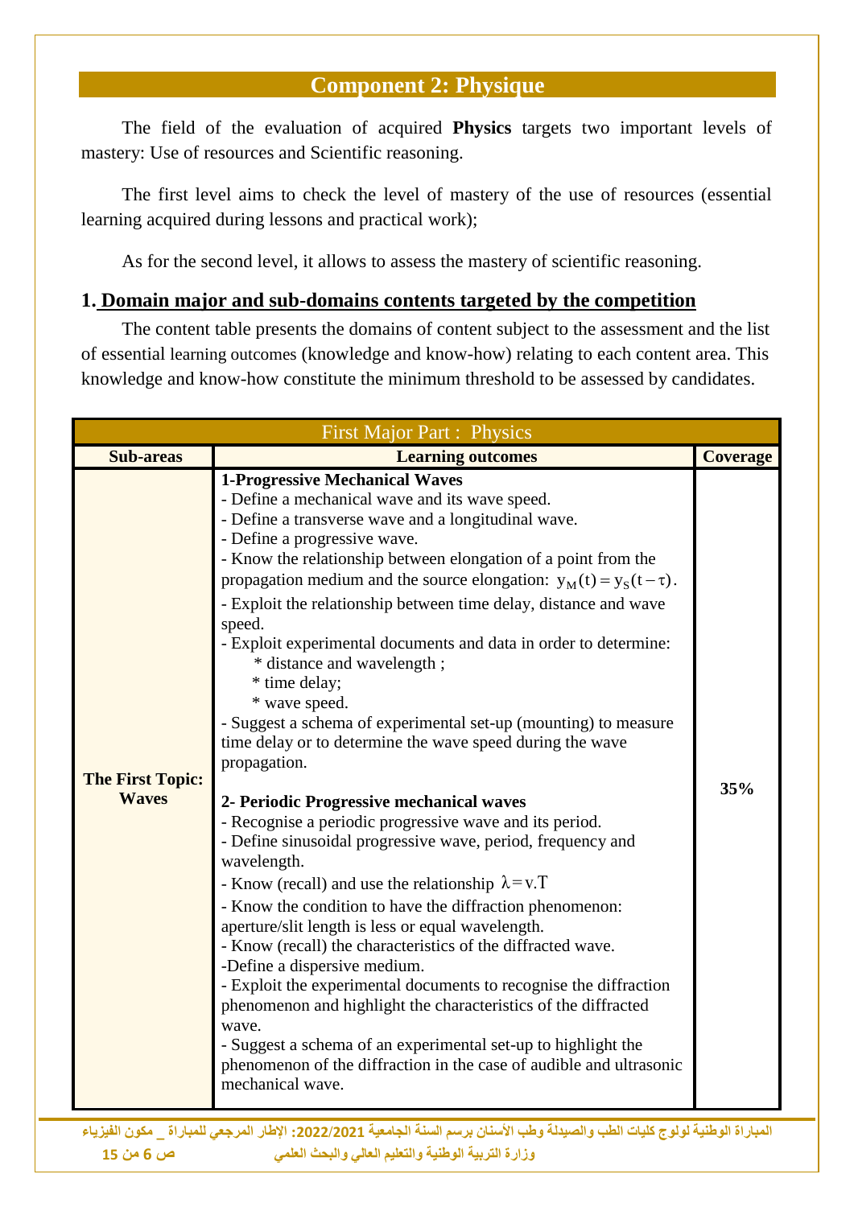## Component 2: Physique

The field of the evaluation of acquired **Physics** targets two important levels of mastery: Use of resources and Scientific reasoning.

The first level aims to check the level of mastery of the use of resources (essential learning acquired during lessons and practical work);

As for the second level, it allows to assess the mastery of scientific reasoning.

### 1. Domain major and sub-domains contents targeted by the competition

The content table presents the domains of content subject to the assessment and the list of essential learning outcomes (knowledge and know-how) relating to each content area. This knowledge and know-how constitute the minimum threshold to be assessed by candidates.

| First Major Part : Physics | | |
|---|---|---|
| **Sub-areas** | **Learning outcomes** | **Coverage** |
| **The First Topic: Waves** | **1-Progressive Mechanical Waves**<br>- Define a mechanical wave and its wave speed.<br>- Define a transverse wave and a longitudinal wave.<br>- Define a progressive wave.<br>- Know the relationship between elongation of a point from the propagation medium and the source elongation: $y_M(t)=y_S(t-\tau)$.<br>- Exploit the relationship between time delay, distance and wave speed.<br>- Exploit experimental documents and data in order to determine:<br>* distance and wavelength ;<br>* time delay;<br>* wave speed.<br>- Suggest a schema of experimental set-up (mounting) to measure time delay or to determine the wave speed during the wave propagation.<br><br>**2- Periodic Progressive mechanical waves**<br>- Recognise a periodic progressive wave and its period.<br>- Define sinusoidal progressive wave, period, frequency and wavelength.<br>- Know (recall) and use the relationship $\lambda = v.T$<br>- Know the condition to have the diffraction phenomenon: aperture/slit length is less or equal wavelength.<br>- Know (recall) the characteristics of the diffracted wave.<br>-Define a dispersive medium.<br>- Exploit the experimental documents to recognise the diffraction phenomenon and highlight the characteristics of the diffracted wave.<br>- Suggest a schema of an experimental set-up to highlight the phenomenon of the diffraction in the case of audible and ultrasonic mechanical wave. | **35%** |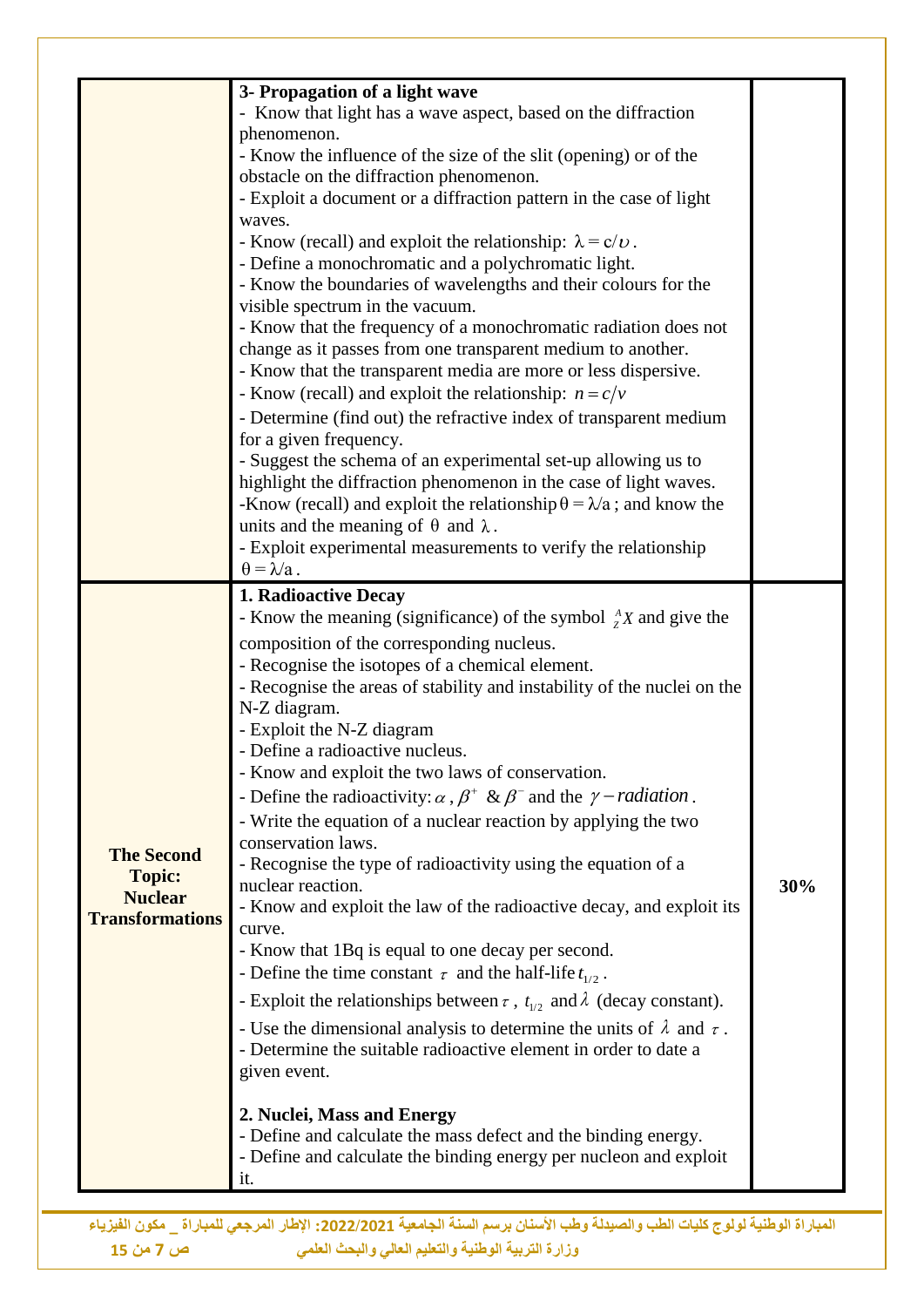| | | |
|---|---|---|
| | **3- Propagation of a light wave**<br>- Know that light has a wave aspect, based on the diffraction phenomenon.<br>- Know the influence of the size of the slit (opening) or of the obstacle on the diffraction phenomenon.<br>- Exploit a document or a diffraction pattern in the case of light waves.<br>- Know (recall) and exploit the relationship: $\lambda = c/\upsilon$.<br>- Define a monochromatic and a polychromatic light.<br>- Know the boundaries of wavelengths and their colours for the visible spectrum in the vacuum.<br>- Know that the frequency of a monochromatic radiation does not change as it passes from one transparent medium to another.<br>- Know that the transparent media are more or less dispersive.<br>- Know (recall) and exploit the relationship: $n = c/v$<br>- Determine (find out) the refractive index of transparent medium for a given frequency.<br>- Suggest the schema of an experimental set-up allowing us to highlight the diffraction phenomenon in the case of light waves.<br>-Know (recall) and exploit the relationship $\theta = \lambda/a$ ; and know the units and the meaning of $\theta$ and $\lambda$.<br>- Exploit experimental measurements to verify the relationship $\theta = \lambda/a$. | |
| **The Second Topic: Nuclear Transformations** | **1. Radioactive Decay**<br>- Know the meaning (significance) of the symbol $^{A}_{Z}X$ and give the composition of the corresponding nucleus.<br>- Recognise the isotopes of a chemical element.<br>- Recognise the areas of stability and instability of the nuclei on the N-Z diagram.<br>- Exploit the N-Z diagram<br>- Define a radioactive nucleus.<br>- Know and exploit the two laws of conservation.<br>- Define the radioactivity: $\alpha$, $\beta^+$ & $\beta^-$ and the $\gamma - radiation$.<br>- Write the equation of a nuclear reaction by applying the two conservation laws.<br>- Recognise the type of radioactivity using the equation of a nuclear reaction.<br>- Know and exploit the law of the radioactive decay, and exploit its curve.<br>- Know that 1Bq is equal to one decay per second.<br>- Define the time constant $\tau$ and the half-life $t_{1/2}$.<br>- Exploit the relationships between $\tau$, $t_{1/2}$ and $\lambda$ (decay constant).<br>- Use the dimensional analysis to determine the units of $\lambda$ and $\tau$.<br>- Determine the suitable radioactive element in order to date a given event.<br><br>**2. Nuclei, Mass and Energy**<br>- Define and calculate the mass defect and the binding energy.<br>- Define and calculate the binding energy per nucleon and exploit it. | **30%** |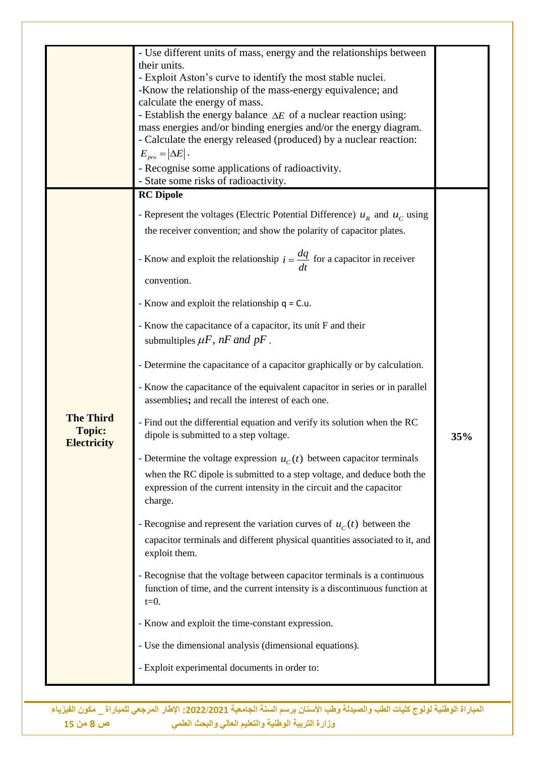| | | |
|---|---|---|
| | - Use different units of mass, energy and the relationships between their units.<br>- Exploit Aston's curve to identify the most stable nuclei.<br>-Know the relationship of the mass-energy equivalence; and calculate the energy of mass.<br>- Establish the energy balance $\Delta E$ of a nuclear reaction using: mass energies and/or binding energies and/or the energy diagram.<br>- Calculate the energy released (produced) by a nuclear reaction: $E_{pro} = \|\Delta E\|$.<br>- Recognise some applications of radioactivity.<br>- State some risks of radioactivity. | |
| **The Third Topic: Electricity** | **RC Dipole**<br>- Represent the voltages (Electric Potential Difference) $u_R$ and $u_C$ using the receiver convention; and show the polarity of capacitor plates.<br>- Know and exploit the relationship $i = \frac{dq}{dt}$ for a capacitor in receiver convention.<br>- Know and exploit the relationship q = C.u.<br>- Know the capacitance of a capacitor, its unit F and their submultiples $\mu F$, $nF$ and $pF$.<br>- Determine the capacitance of a capacitor graphically or by calculation.<br>- Know the capacitance of the equivalent capacitor in series or in parallel assemblies**;** and recall the interest of each one.<br>- Find out the differential equation and verify its solution when the RC dipole is submitted to a step voltage.<br>- Determine the voltage expression $u_C(t)$ between capacitor terminals when the RC dipole is submitted to a step voltage, and deduce both the expression of the current intensity in the circuit and the capacitor charge.<br>- Recognise and represent the variation curves of $u_C(t)$ between the capacitor terminals and different physical quantities associated to it, and exploit them.<br>- Recognise that the voltage between capacitor terminals is a continuous function of time, and the current intensity is a discontinuous function at t=0.<br>- Know and exploit the time-constant expression.<br>- Use the dimensional analysis (dimensional equations).<br>- Exploit experimental documents in order to: | **35%** |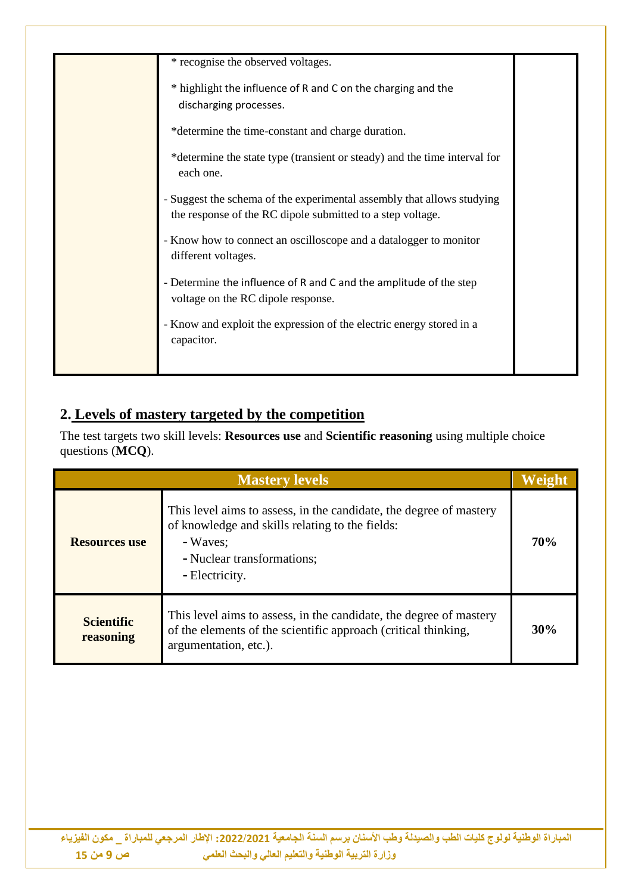| | | |
|---|---|---|
| | * recognise the observed voltages.<br><br>* highlight the influence of R and C on the charging and the discharging processes.<br><br>*determine the time-constant and charge duration.<br><br>*determine the state type (transient or steady) and the time interval for each one.<br><br>- Suggest the schema of the experimental assembly that allows studying the response of the RC dipole submitted to a step voltage.<br><br>- Know how to connect an oscilloscope and a datalogger to monitor different voltages.<br><br>- Determine the influence of R and C and the amplitude of the step voltage on the RC dipole response.<br><br>- Know and exploit the expression of the electric energy stored in a capacitor. | |

## 2. Levels of mastery targeted by the competition

The test targets two skill levels: **Resources use** and **Scientific reasoning** using multiple choice questions (**MCQ**).

| Mastery levels | | Weight |
|---|---|---|
| **Resources use** | This level aims to assess, in the candidate, the degree of mastery of knowledge and skills relating to the fields:<br>- Waves;<br>- Nuclear transformations;<br>- Electricity. | **70%** |
| **Scientific reasoning** | This level aims to assess, in the candidate, the degree of mastery of the elements of the scientific approach (critical thinking, argumentation, etc.). | **30%** |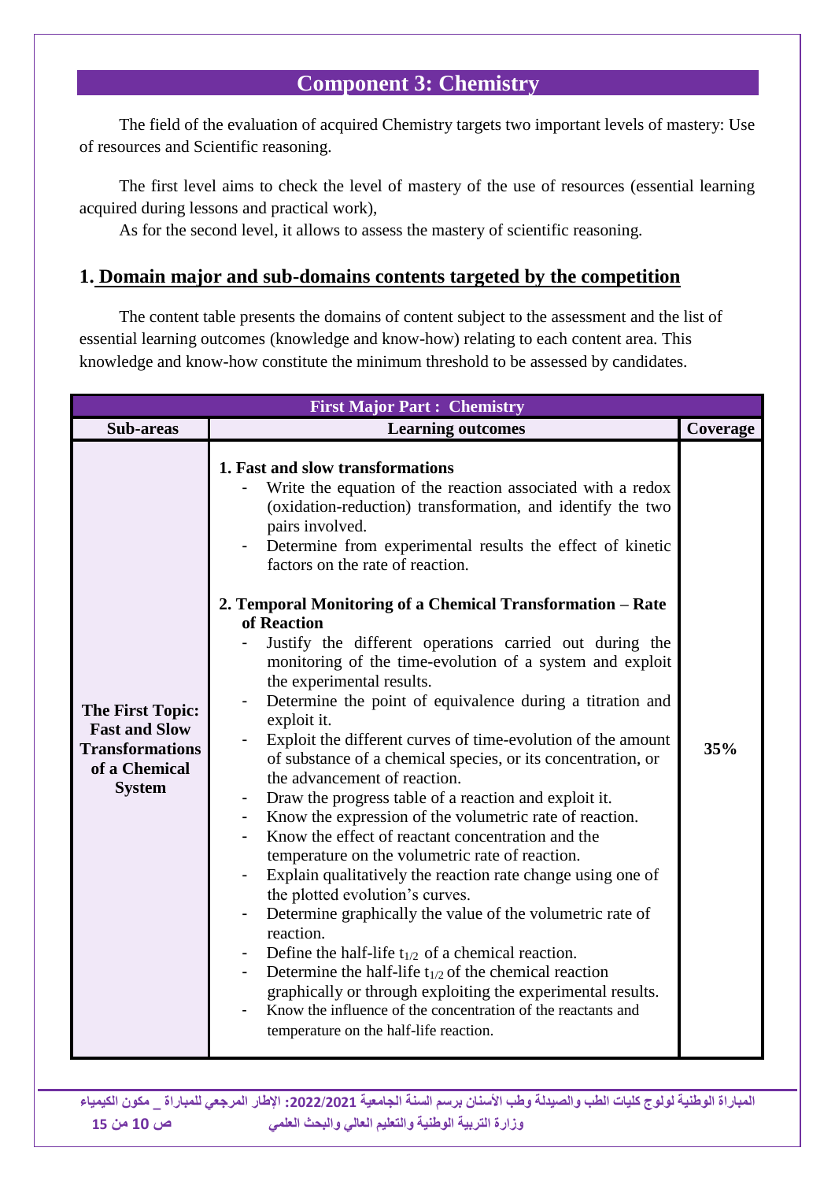# Component 3: Chemistry

The field of the evaluation of acquired Chemistry targets two important levels of mastery: Use of resources and Scientific reasoning.

The first level aims to check the level of mastery of the use of resources (essential learning acquired during lessons and practical work),

As for the second level, it allows to assess the mastery of scientific reasoning.

## 1. Domain major and sub-domains contents targeted by the competition

The content table presents the domains of content subject to the assessment and the list of essential learning outcomes (knowledge and know-how) relating to each content area. This knowledge and know-how constitute the minimum threshold to be assessed by candidates.

| First Major Part : Chemistry | | |
|---|---|---|
| **Sub-areas** | **Learning outcomes** | **Coverage** |
| **The First Topic: Fast and Slow Transformations of a Chemical System** | **1. Fast and slow transformations**<br>- Write the equation of the reaction associated with a redox (oxidation-reduction) transformation, and identify the two pairs involved.<br>- Determine from experimental results the effect of kinetic factors on the rate of reaction.<br><br>**2. Temporal Monitoring of a Chemical Transformation – Rate of Reaction**<br>- Justify the different operations carried out during the monitoring of the time-evolution of a system and exploit the experimental results.<br>- Determine the point of equivalence during a titration and exploit it.<br>- Exploit the different curves of time-evolution of the amount of substance of a chemical species, or its concentration, or the advancement of reaction.<br>- Draw the progress table of a reaction and exploit it.<br>- Know the expression of the volumetric rate of reaction.<br>- Know the effect of reactant concentration and the temperature on the volumetric rate of reaction.<br>- Explain qualitatively the reaction rate change using one of the plotted evolution's curves.<br>- Determine graphically the value of the volumetric rate of reaction.<br>- Define the half-life $t_{1/2}$ of a chemical reaction.<br>- Determine the half-life $t_{1/2}$ of the chemical reaction graphically or through exploiting the experimental results.<br>- Know the influence of the concentration of the reactants and temperature on the half-life reaction. | **35%** |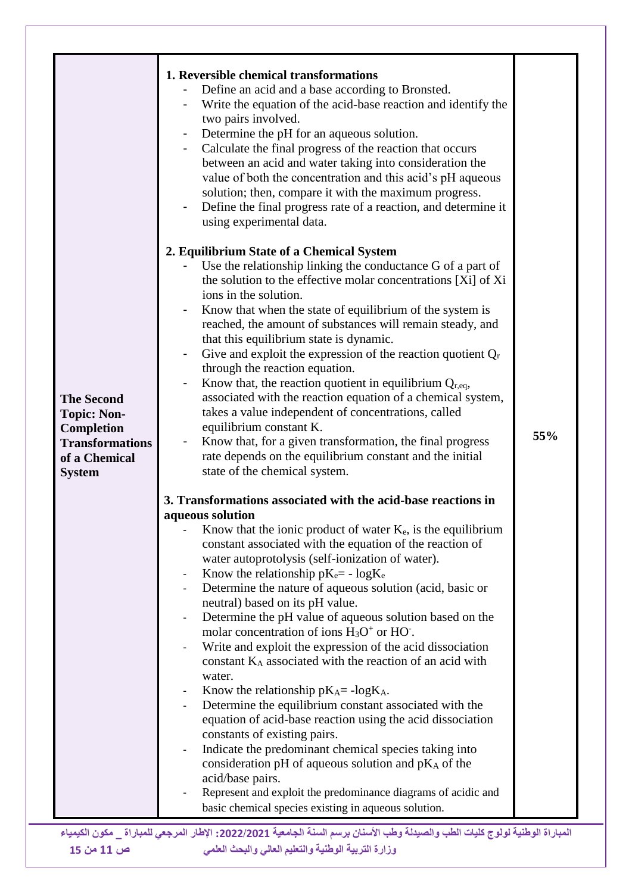| | | |
|---|---|---|
| **The Second Topic: Non-Completion Transformations of a Chemical System** | **1. Reversible chemical transformations**<br>- Define an acid and a base according to Bronsted.<br>- Write the equation of the acid-base reaction and identify the two pairs involved.<br>- Determine the pH for an aqueous solution.<br>- Calculate the final progress of the reaction that occurs between an acid and water taking into consideration the value of both the concentration and this acid's pH aqueous solution; then, compare it with the maximum progress.<br>- Define the final progress rate of a reaction, and determine it using experimental data.<br><br>**2. Equilibrium State of a Chemical System**<br>- Use the relationship linking the conductance G of a part of the solution to the effective molar concentrations [Xi] of Xi ions in the solution.<br>- Know that when the state of equilibrium of the system is reached, the amount of substances will remain steady, and that this equilibrium state is dynamic.<br>- Give and exploit the expression of the reaction quotient $Q_r$ through the reaction equation.<br>- Know that, the reaction quotient in equilibrium $Q_{r,eq}$, associated with the reaction equation of a chemical system, takes a value independent of concentrations, called equilibrium constant K.<br>- Know that, for a given transformation, the final progress rate depends on the equilibrium constant and the initial state of the chemical system.<br><br>**3. Transformations associated with the acid-base reactions in aqueous solution**<br>- Know that the ionic product of water $K_e$, is the equilibrium constant associated with the equation of the reaction of water autoprotolysis (self-ionization of water).<br>- Know the relationship $pK_e = -\log K_e$<br>- Determine the nature of aqueous solution (acid, basic or neutral) based on its pH value.<br>- Determine the pH value of aqueous solution based on the molar concentration of ions $H_3O^+$ or $HO^-$.<br>- Write and exploit the expression of the acid dissociation constant $K_A$ associated with the reaction of an acid with water.<br>- Know the relationship $pK_A = -\log K_A$.<br>- Determine the equilibrium constant associated with the equation of acid-base reaction using the acid dissociation constants of existing pairs.<br>- Indicate the predominant chemical species taking into consideration pH of aqueous solution and $pK_A$ of the acid/base pairs.<br>- Represent and exploit the predominance diagrams of acidic and basic chemical species existing in aqueous solution. | 55% |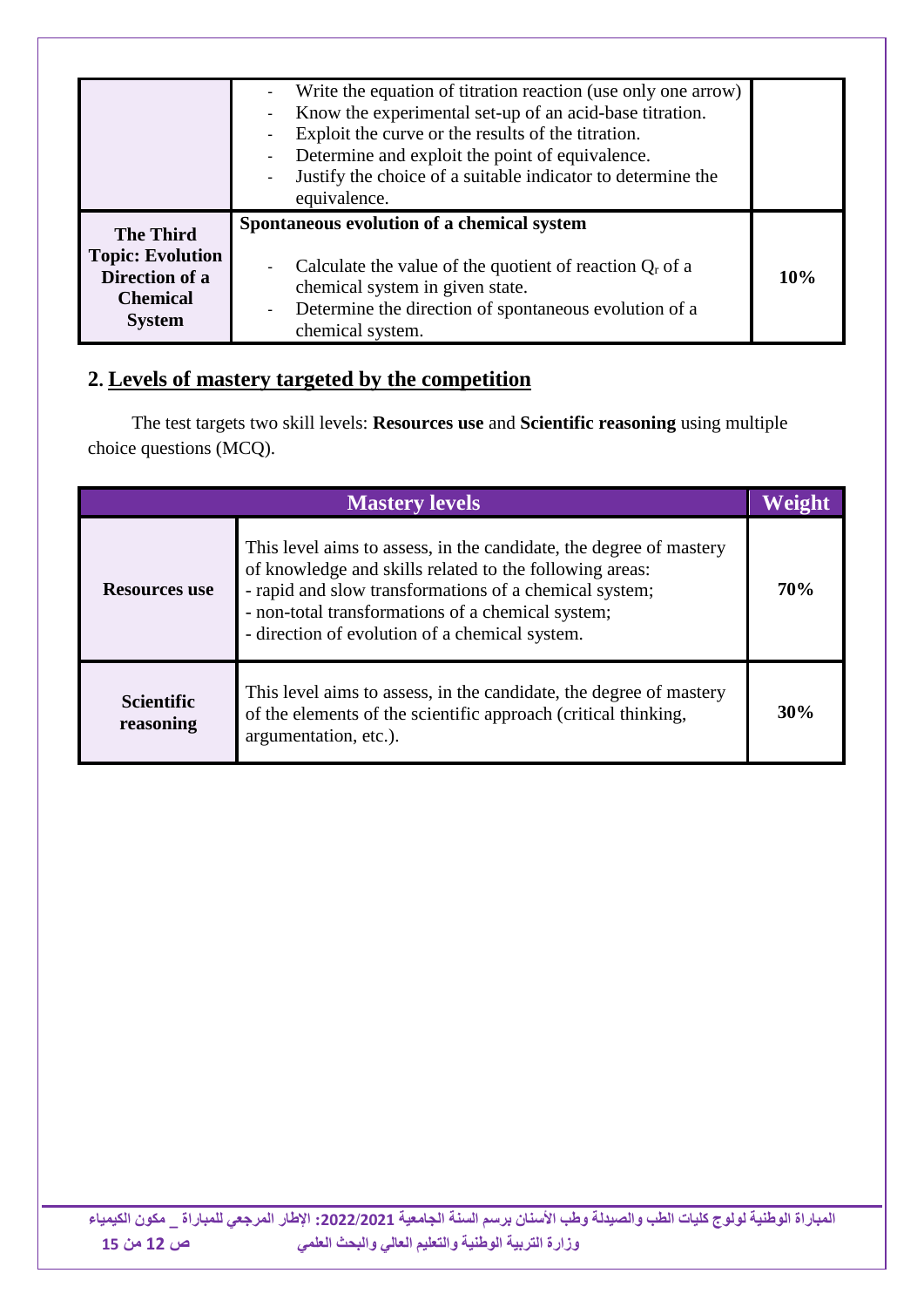| | | |
|---|---|---|
| | - Write the equation of titration reaction (use only one arrow)<br>- Know the experimental set-up of an acid-base titration.<br>- Exploit the curve or the results of the titration.<br>- Determine and exploit the point of equivalence.<br>- Justify the choice of a suitable indicator to determine the equivalence. | |
| **The Third Topic: Evolution Direction of a Chemical System** | **Spontaneous evolution of a chemical system**<br><br>- Calculate the value of the quotient of reaction $Q_r$ of a chemical system in given state.<br>- Determine the direction of spontaneous evolution of a chemical system. | **10%** |

## 2. Levels of mastery targeted by the competition

The test targets two skill levels: **Resources use** and **Scientific reasoning** using multiple choice questions (MCQ).

| **Mastery levels** | | **Weight** |
|---|---|---|
| **Resources use** | This level aims to assess, in the candidate, the degree of mastery of knowledge and skills related to the following areas:<br>- rapid and slow transformations of a chemical system;<br>- non-total transformations of a chemical system;<br>- direction of evolution of a chemical system. | **70%** |
| **Scientific reasoning** | This level aims to assess, in the candidate, the degree of mastery of the elements of the scientific approach (critical thinking, argumentation, etc.). | **30%** |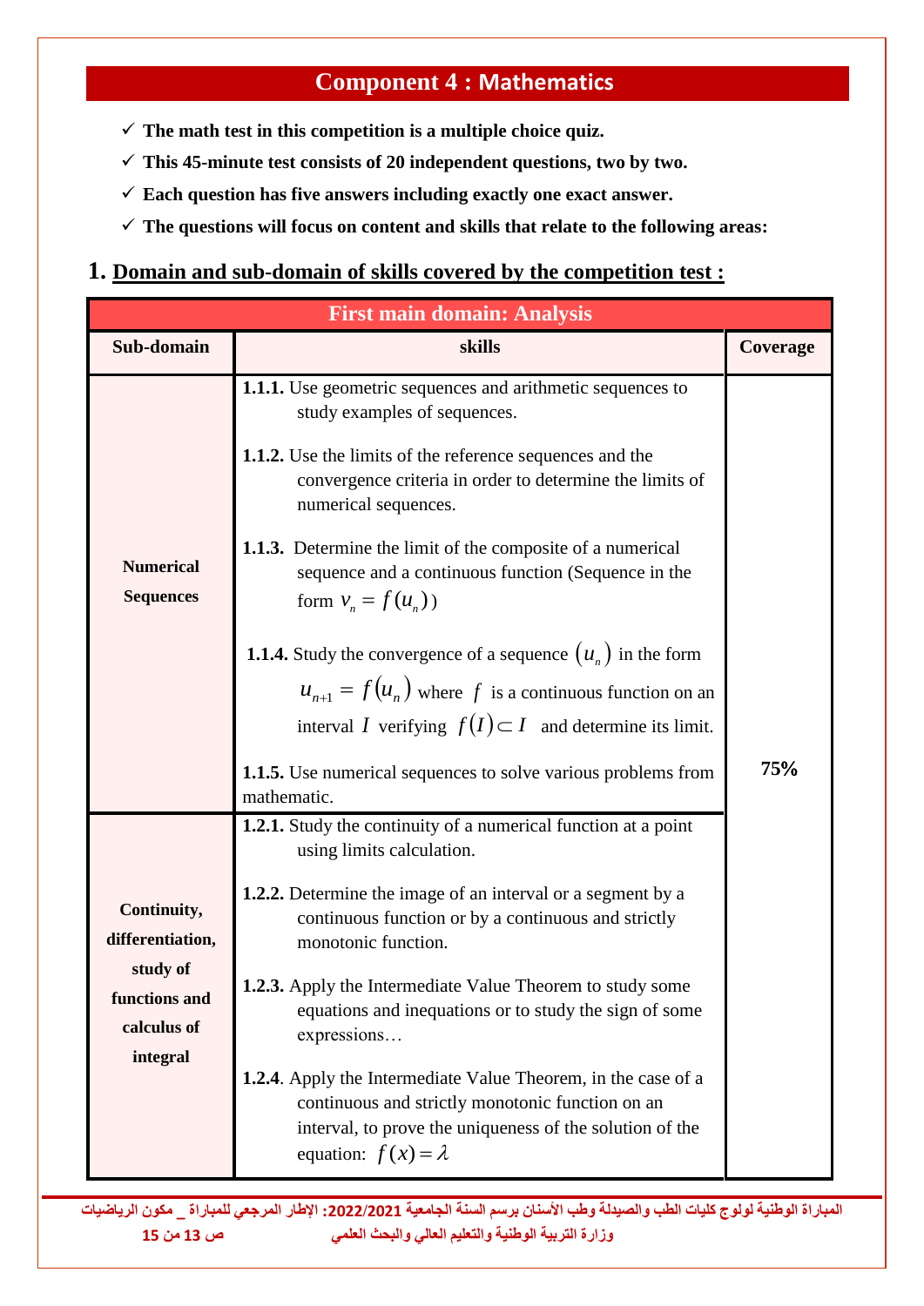## Component 4 : Mathematics

- ✓ **The math test in this competition is a multiple choice quiz.**
- ✓ **This 45-minute test consists of 20 independent questions, two by two.**
- ✓ **Each question has five answers including exactly one exact answer.**
- ✓ **The questions will focus on content and skills that relate to the following areas:**

## 1. Domain and sub-domain of skills covered by the competition test :

| **First main domain: Analysis** | | |
|---|---|---|
| **Sub-domain** | **skills** | **Coverage** |
| **Numerical Sequences** | **1.1.1.** Use geometric sequences and arithmetic sequences to study examples of sequences.<br><br>**1.1.2.** Use the limits of the reference sequences and the convergence criteria in order to determine the limits of numerical sequences.<br><br>**1.1.3.** Determine the limit of the composite of a numerical sequence and a continuous function (Sequence in the form $v_n = f(u_n)$)<br><br>**1.1.4.** Study the convergence of a sequence $(u_n)$ in the form $u_{n+1} = f(u_n)$ where $f$ is a continuous function on an interval $I$ verifying $f(I) \subset I$ and determine its limit.<br><br>**1.1.5.** Use numerical sequences to solve various problems from mathematic. | **75%** |
| **Continuity, differentiation, study of functions and calculus of integral** | **1.2.1.** Study the continuity of a numerical function at a point using limits calculation.<br><br>**1.2.2.** Determine the image of an interval or a segment by a continuous function or by a continuous and strictly monotonic function.<br><br>**1.2.3.** Apply the Intermediate Value Theorem to study some equations and inequations or to study the sign of some expressions…<br><br>**1.2.4**. Apply the Intermediate Value Theorem, in the case of a continuous and strictly monotonic function on an interval, to prove the uniqueness of the solution of the equation: $f(x) = \lambda$ | |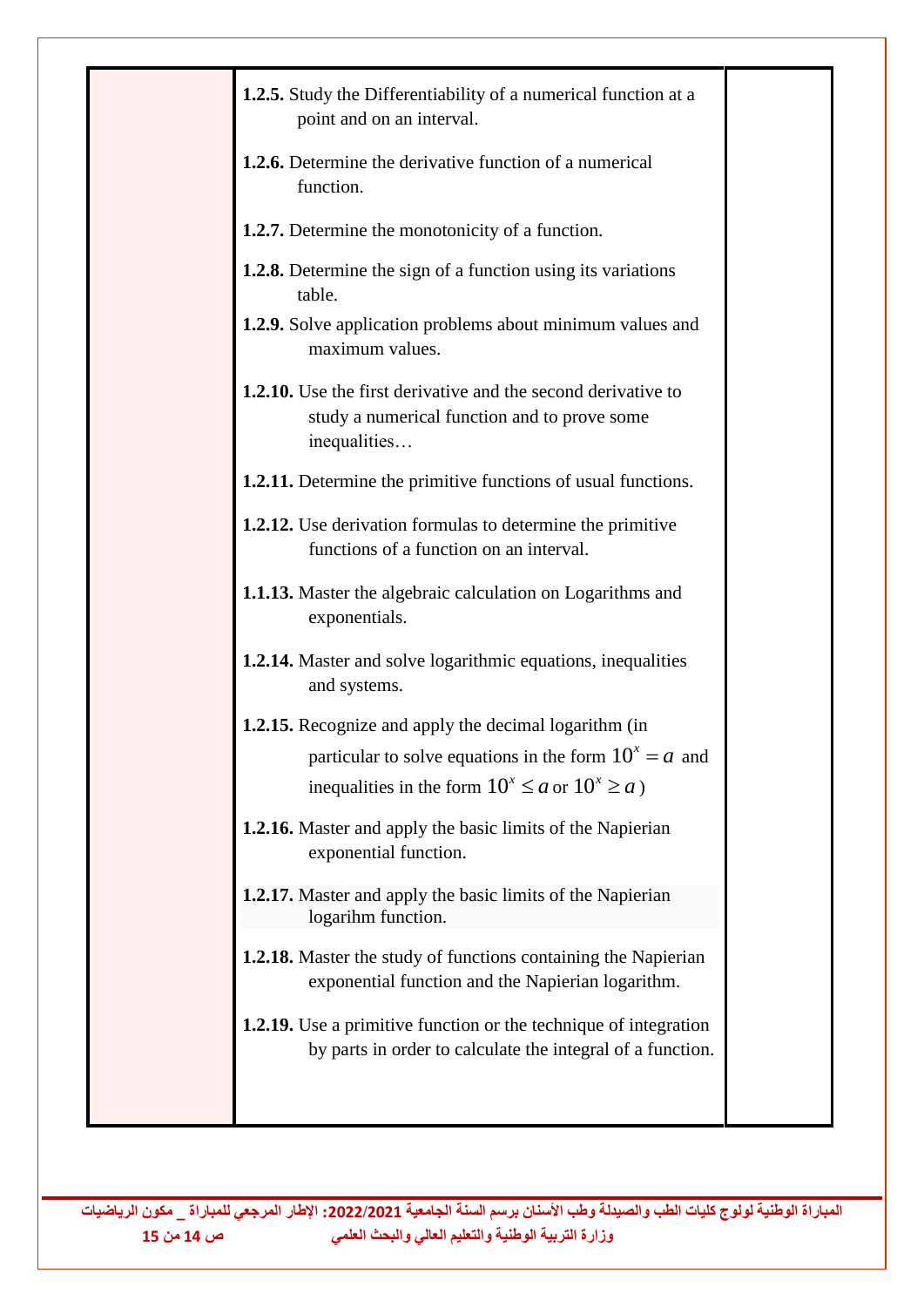| | | |
|---|---|---|
| | **1.2.5.** Study the Differentiability of a numerical function at a point and on an interval.<br><br>**1.2.6.** Determine the derivative function of a numerical function.<br><br>**1.2.7.** Determine the monotonicity of a function.<br><br>**1.2.8.** Determine the sign of a function using its variations table.<br><br>**1.2.9.** Solve application problems about minimum values and maximum values.<br><br>**1.2.10.** Use the first derivative and the second derivative to study a numerical function and to prove some inequalities…<br><br>**1.2.11.** Determine the primitive functions of usual functions.<br><br>**1.2.12.** Use derivation formulas to determine the primitive functions of a function on an interval.<br><br>**1.1.13.** Master the algebraic calculation on Logarithms and exponentials.<br><br>**1.2.14.** Master and solve logarithmic equations, inequalities and systems.<br><br>**1.2.15.** Recognize and apply the decimal logarithm (in particular to solve equations in the form $10^x = a$ and inequalities in the form $10^x \leq a$ or $10^x \geq a$)<br><br>**1.2.16.** Master and apply the basic limits of the Napierian exponential function.<br><br>**1.2.17.** Master and apply the basic limits of the Napierian logarihm function.<br><br>**1.2.18.** Master the study of functions containing the Napierian exponential function and the Napierian logarithm.<br><br>**1.2.19.** Use a primitive function or the technique of integration by parts in order to calculate the integral of a function. | |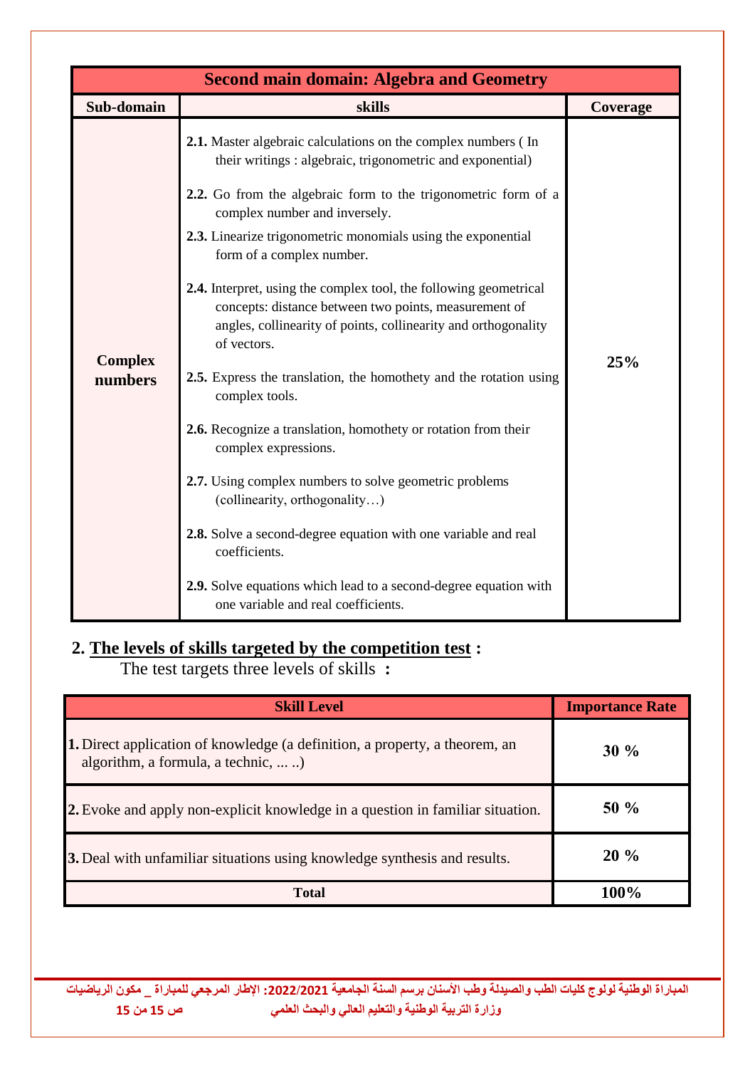| Second main domain: Algebra and Geometry | | |
|---|---|---|
| **Sub-domain** | **skills** | **Coverage** |
| **Complex numbers** | **2.1.** Master algebraic calculations on the complex numbers ( In their writings : algebraic, trigonometric and exponential)<br>**2.2.** Go from the algebraic form to the trigonometric form of a complex number and inversely.<br>**2.3.** Linearize trigonometric monomials using the exponential form of a complex number.<br>**2.4.** Interpret, using the complex tool, the following geometrical concepts: distance between two points, measurement of angles, collinearity of points, collinearity and orthogonality of vectors.<br>**2.5.** Express the translation, the homothety and the rotation using complex tools.<br>**2.6.** Recognize a translation, homothety or rotation from their complex expressions.<br>**2.7.** Using complex numbers to solve geometric problems (collinearity, orthogonality…)<br>**2.8.** Solve a second-degree equation with one variable and real coefficients.<br>**2.9.** Solve equations which lead to a second-degree equation with one variable and real coefficients. | **25%** |

## 2. The levels of skills targeted by the competition test :

The test targets three levels of skills **:**

| Skill Level | Importance Rate |
|---|---|
| **1.** Direct application of knowledge (a definition, a property, a theorem, an algorithm, a formula, a technic, ... ..) | **30 %** |
| **2.** Evoke and apply non-explicit knowledge in a question in familiar situation. | **50 %** |
| **3.** Deal with unfamiliar situations using knowledge synthesis and results. | **20 %** |
| **Total** | **100%** |